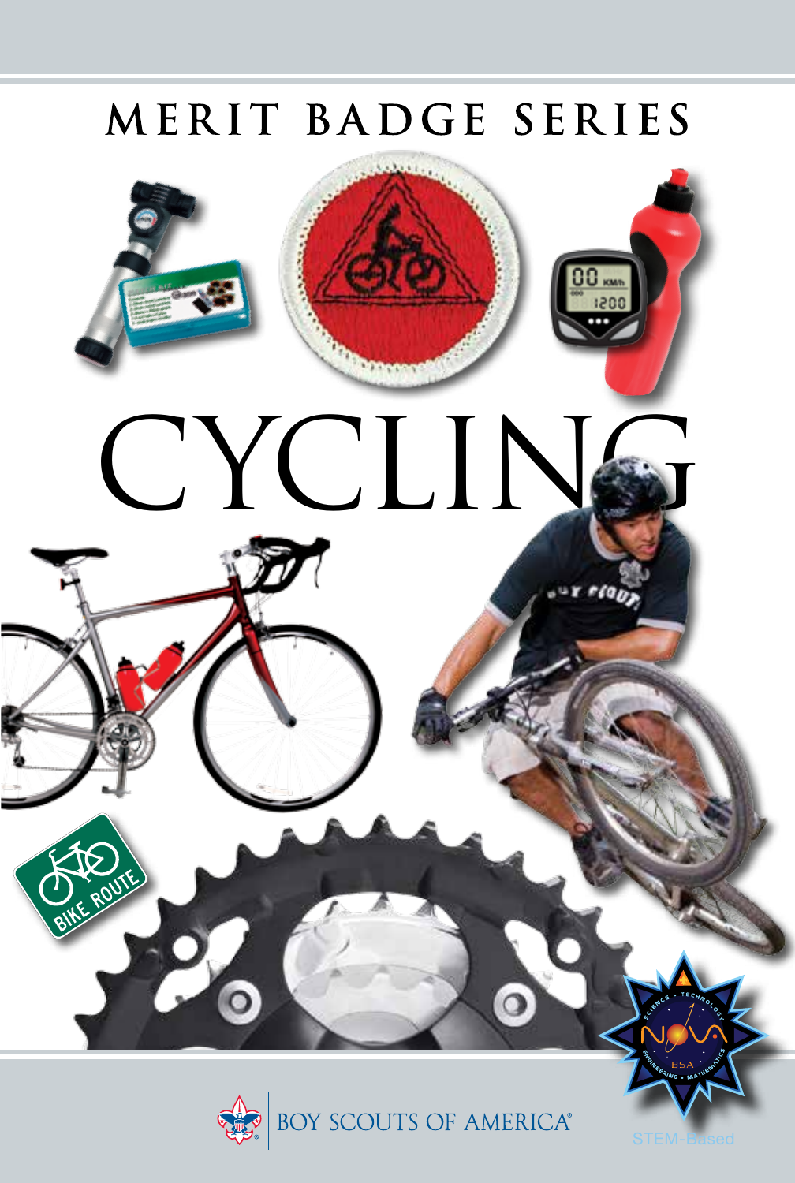MERIT BADGE SERIES

# CYCLING

BOY SCOUTS OF AMERICA®

STEM-Based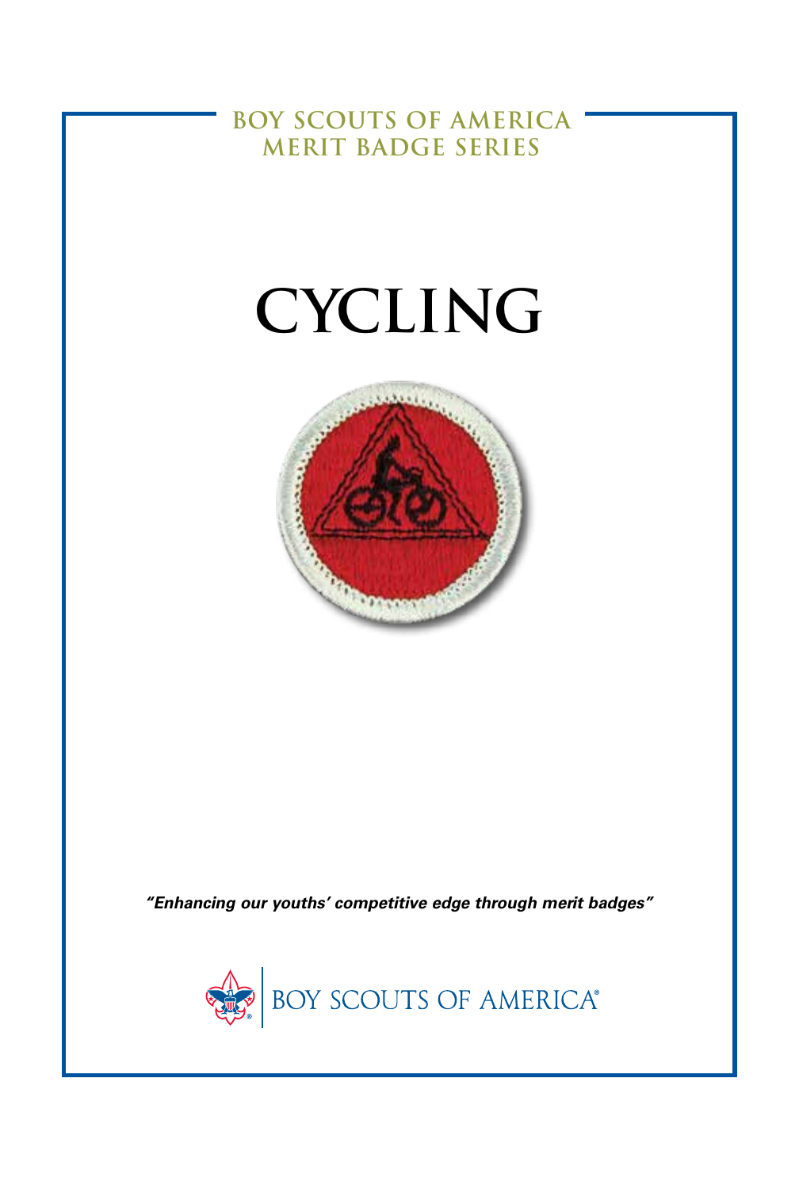BOY SCOUTS OF AMERICA
MERIT BADGE SERIES

# CYCLING

*"Enhancing our youths' competitive edge through merit badges"*

BOY SCOUTS OF AMERICA®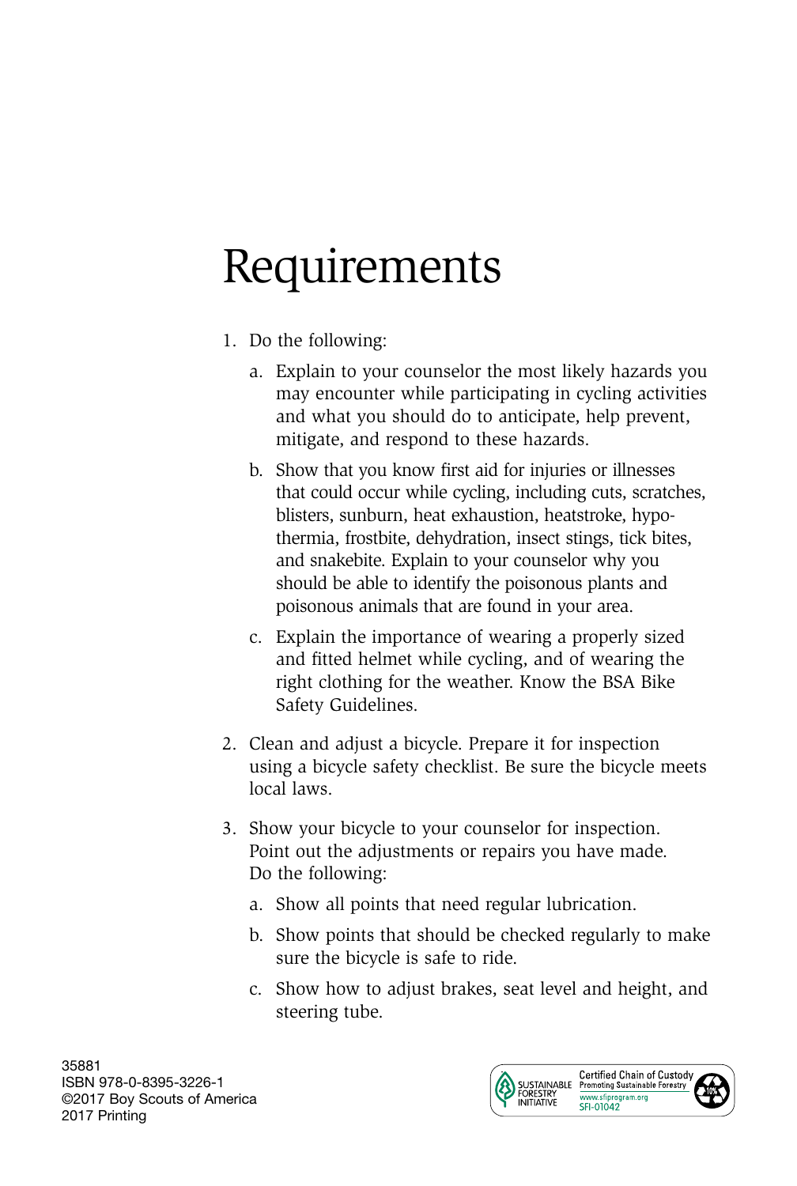# Requirements

1. Do the following:
   a. Explain to your counselor the most likely hazards you may encounter while participating in cycling activities and what you should do to anticipate, help prevent, mitigate, and respond to these hazards.
   b. Show that you know first aid for injuries or illnesses that could occur while cycling, including cuts, scratches, blisters, sunburn, heat exhaustion, heatstroke, hypothermia, frostbite, dehydration, insect stings, tick bites, and snakebite. Explain to your counselor why you should be able to identify the poisonous plants and poisonous animals that are found in your area.
   c. Explain the importance of wearing a properly sized and fitted helmet while cycling, and of wearing the right clothing for the weather. Know the BSA Bike Safety Guidelines.
2. Clean and adjust a bicycle. Prepare it for inspection using a bicycle safety checklist. Be sure the bicycle meets local laws.
3. Show your bicycle to your counselor for inspection. Point out the adjustments or repairs you have made. Do the following:
   a. Show all points that need regular lubrication.
   b. Show points that should be checked regularly to make sure the bicycle is safe to ride.
   c. Show how to adjust brakes, seat level and height, and steering tube.

35881
ISBN 978-0-8395-3226-1
©2017 Boy Scouts of America
2017 Printing

SUSTAINABLE FORESTRY INITIATIVE — Certified Chain of Custody — Promoting Sustainable Forestry — www.sfiprogram.org — SFI-01042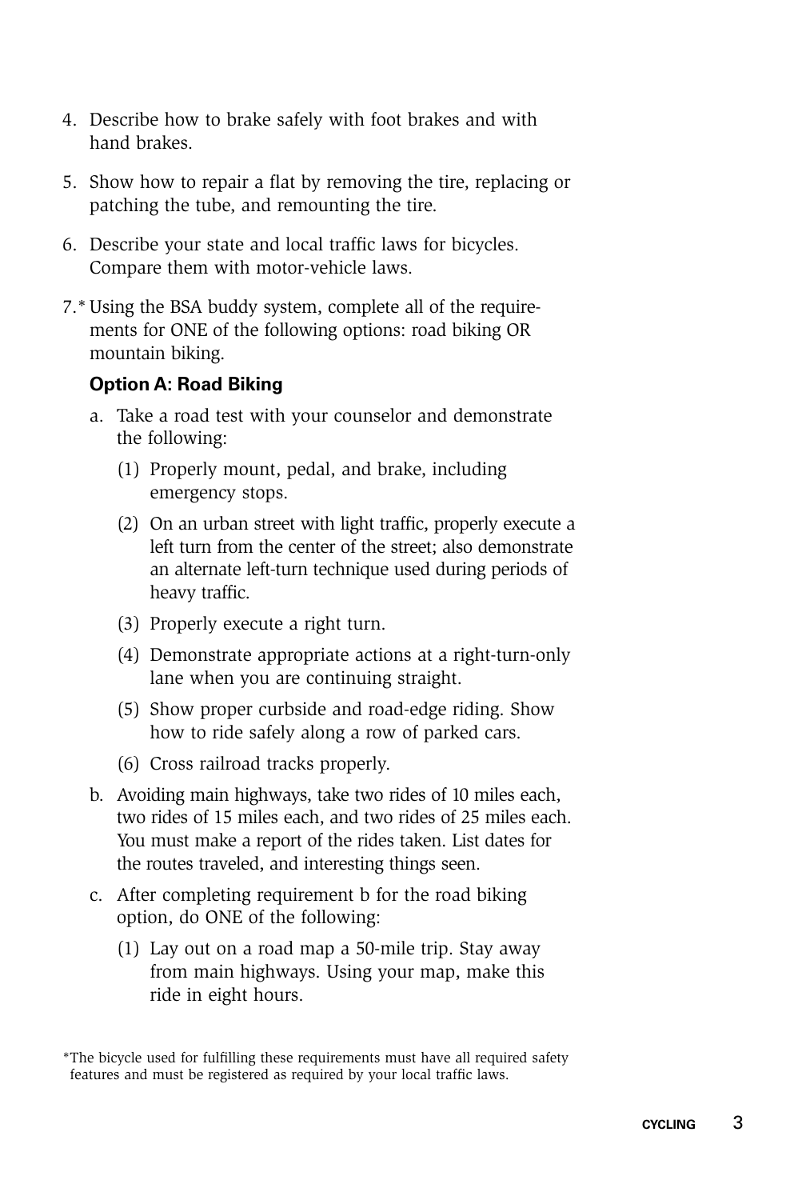4. Describe how to brake safely with foot brakes and with hand brakes.

5. Show how to repair a flat by removing the tire, replacing or patching the tube, and remounting the tire.

6. Describe your state and local traffic laws for bicycles. Compare them with motor-vehicle laws.

7.* Using the BSA buddy system, complete all of the requirements for ONE of the following options: road biking OR mountain biking.

   **Option A: Road Biking**

   a. Take a road test with your counselor and demonstrate the following:

      (1) Properly mount, pedal, and brake, including emergency stops.

      (2) On an urban street with light traffic, properly execute a left turn from the center of the street; also demonstrate an alternate left-turn technique used during periods of heavy traffic.

      (3) Properly execute a right turn.

      (4) Demonstrate appropriate actions at a right-turn-only lane when you are continuing straight.

      (5) Show proper curbside and road-edge riding. Show how to ride safely along a row of parked cars.

      (6) Cross railroad tracks properly.

   b. Avoiding main highways, take two rides of 10 miles each, two rides of 15 miles each, and two rides of 25 miles each. You must make a report of the rides taken. List dates for the routes traveled, and interesting things seen.

   c. After completing requirement b for the road biking option, do ONE of the following:

      (1) Lay out on a road map a 50-mile trip. Stay away from main highways. Using your map, make this ride in eight hours.

*The bicycle used for fulfilling these requirements must have all required safety features and must be registered as required by your local traffic laws.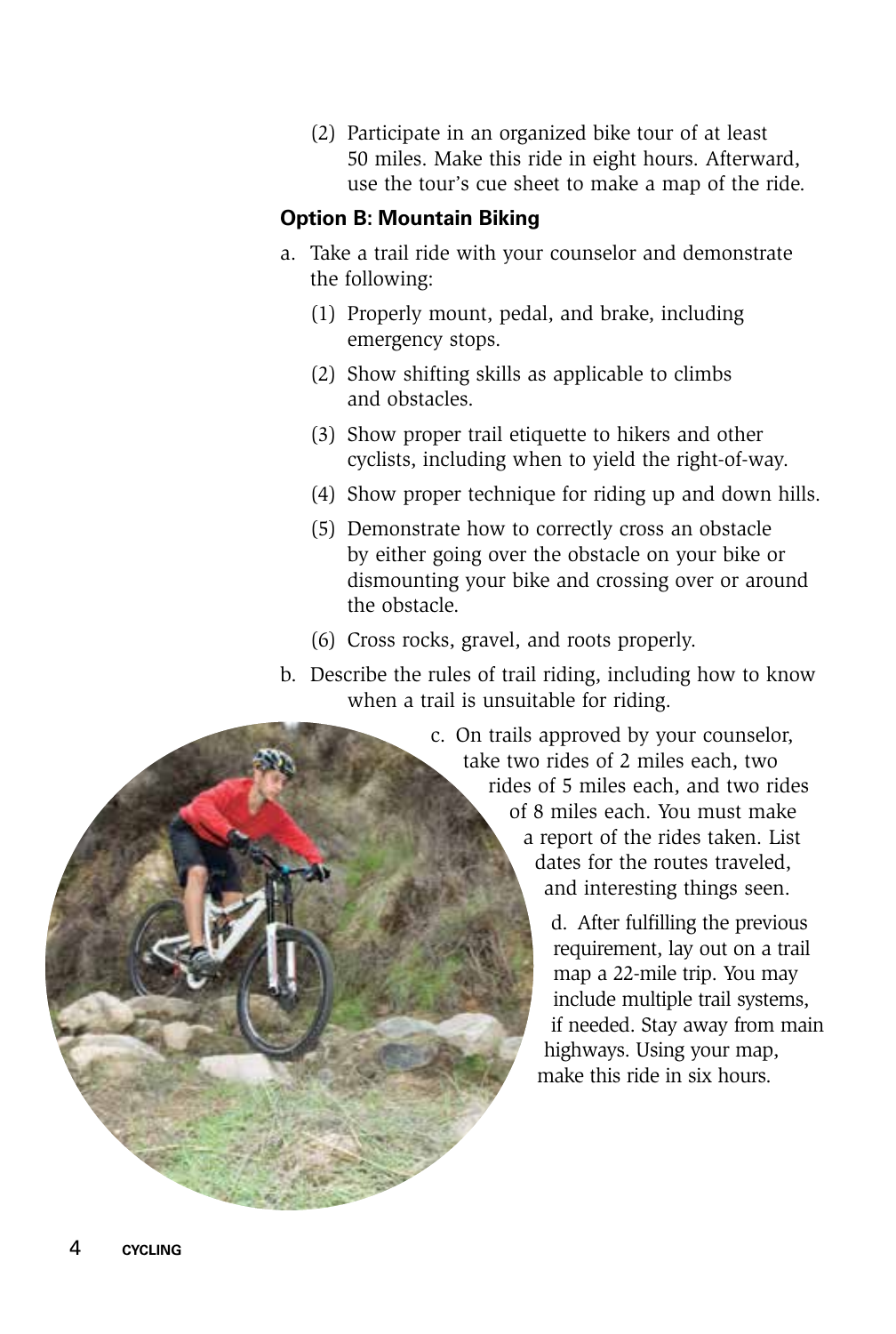(2) Participate in an organized bike tour of at least 50 miles. Make this ride in eight hours. Afterward, use the tour's cue sheet to make a map of the ride.

### Option B: Mountain Biking

a. Take a trail ride with your counselor and demonstrate the following:

   (1) Properly mount, pedal, and brake, including emergency stops.

   (2) Show shifting skills as applicable to climbs and obstacles.

   (3) Show proper trail etiquette to hikers and other cyclists, including when to yield the right-of-way.

   (4) Show proper technique for riding up and down hills.

   (5) Demonstrate how to correctly cross an obstacle by either going over the obstacle on your bike or dismounting your bike and crossing over or around the obstacle.

   (6) Cross rocks, gravel, and roots properly.

b. Describe the rules of trail riding, including how to know when a trail is unsuitable for riding.

c. On trails approved by your counselor, take two rides of 2 miles each, two rides of 5 miles each, and two rides of 8 miles each. You must make a report of the rides taken. List dates for the routes traveled, and interesting things seen.

d. After fulfilling the previous requirement, lay out on a trail map a 22-mile trip. You may include multiple trail systems, if needed. Stay away from main highways. Using your map, make this ride in six hours.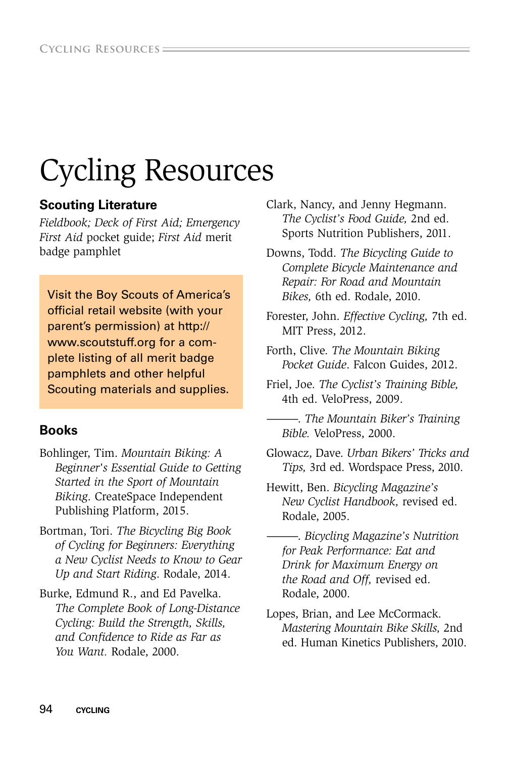# Cycling Resources

### Scouting Literature

*Fieldbook; Deck of First Aid; Emergency First Aid* pocket guide; *First Aid* merit badge pamphlet

Visit the Boy Scouts of America's official retail website (with your parent's permission) at http://www.scoutstuff.org for a complete listing of all merit badge pamphlets and other helpful Scouting materials and supplies.

### Books

Bohlinger, Tim. *Mountain Biking: A Beginner's Essential Guide to Getting Started in the Sport of Mountain Biking*. CreateSpace Independent Publishing Platform, 2015.

Bortman, Tori. *The Bicycling Big Book of Cycling for Beginners: Everything a New Cyclist Needs to Know to Gear Up and Start Riding*. Rodale, 2014.

Burke, Edmund R., and Ed Pavelka. *The Complete Book of Long-Distance Cycling: Build the Strength, Skills, and Confidence to Ride as Far as You Want.* Rodale, 2000.

Clark, Nancy, and Jenny Hegmann. *The Cyclist's Food Guide,* 2nd ed. Sports Nutrition Publishers, 2011.

Downs, Todd. *The Bicycling Guide to Complete Bicycle Maintenance and Repair: For Road and Mountain Bikes,* 6th ed. Rodale, 2010.

Forester, John. *Effective Cycling,* 7th ed. MIT Press, 2012.

Forth, Clive. *The Mountain Biking Pocket Guide*. Falcon Guides, 2012.

Friel, Joe. *The Cyclist's Training Bible,* 4th ed. VeloPress, 2009.

———. *The Mountain Biker's Training Bible.* VeloPress, 2000.

Glowacz, Dave. *Urban Bikers' Tricks and Tips,* 3rd ed. Wordspace Press, 2010.

Hewitt, Ben. *Bicycling Magazine's New Cyclist Handbook,* revised ed. Rodale, 2005.

———. *Bicycling Magazine's Nutrition for Peak Performance: Eat and Drink for Maximum Energy on the Road and Off,* revised ed. Rodale, 2000.

Lopes, Brian, and Lee McCormack. *Mastering Mountain Bike Skills,* 2nd ed. Human Kinetics Publishers, 2010.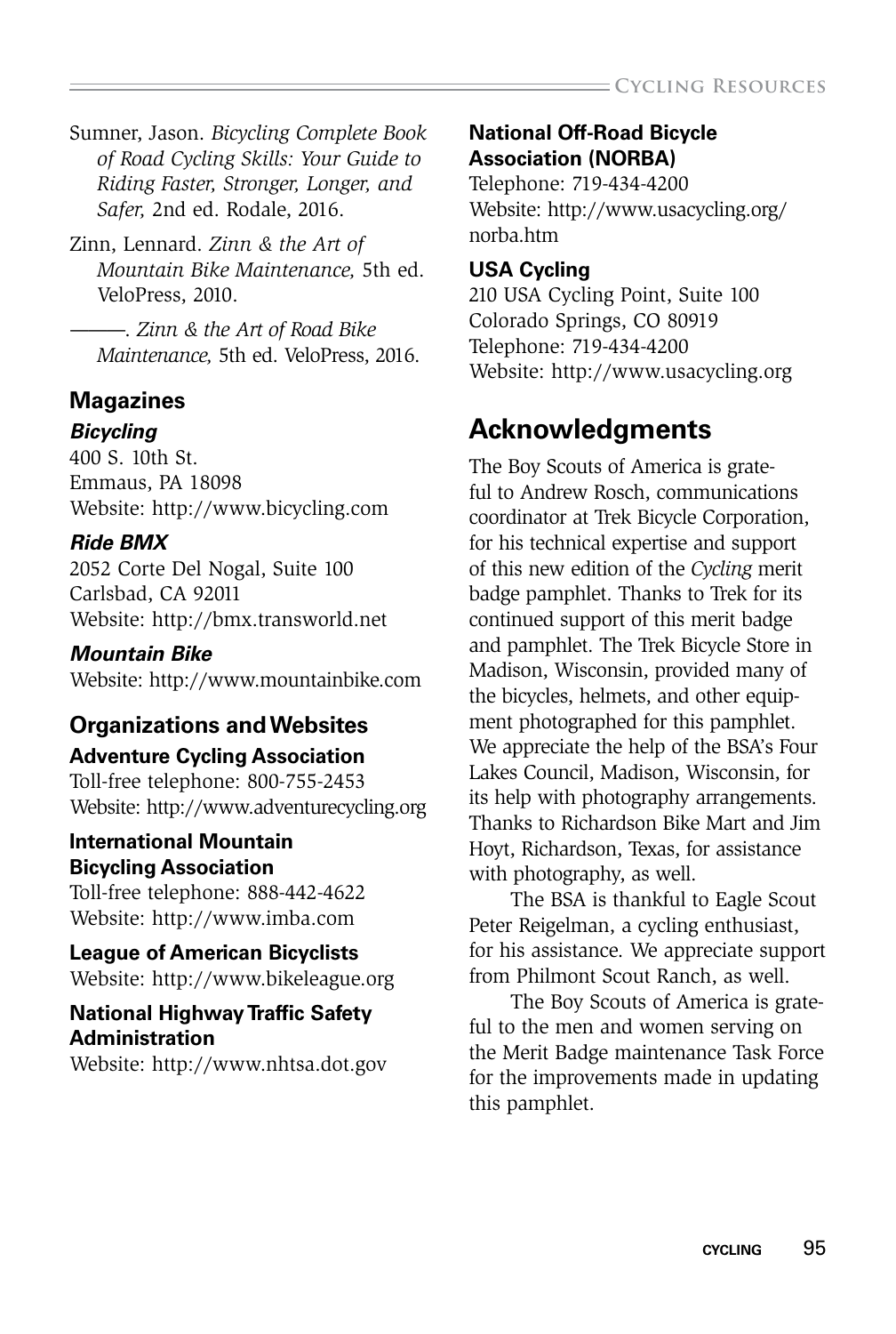Sumner, Jason. *Bicycling Complete Book of Road Cycling Skills: Your Guide to Riding Faster, Stronger, Longer, and Safer,* 2nd ed. Rodale, 2016.

Zinn, Lennard. *Zinn & the Art of Mountain Bike Maintenance,* 5th ed. VeloPress, 2010.

———. *Zinn & the Art of Road Bike Maintenance,* 5th ed. VeloPress, 2016.

## Magazines

### *Bicycling*

400 S. 10th St.
Emmaus, PA 18098
Website: http://www.bicycling.com

### *Ride BMX*

2052 Corte Del Nogal, Suite 100
Carlsbad, CA 92011
Website: http://bmx.transworld.net

### *Mountain Bike*

Website: http://www.mountainbike.com

## Organizations and Websites

**Adventure Cycling Association**
Toll-free telephone: 800-755-2453
Website: http://www.adventurecycling.org

**International Mountain Bicycling Association**
Toll-free telephone: 888-442-4622
Website: http://www.imba.com

**League of American Bicyclists**
Website: http://www.bikeleague.org

**National Highway Traffic Safety Administration**
Website: http://www.nhtsa.dot.gov

**National Off-Road Bicycle Association (NORBA)**
Telephone: 719-434-4200
Website: http://www.usacycling.org/norba.htm

**USA Cycling**
210 USA Cycling Point, Suite 100
Colorado Springs, CO 80919
Telephone: 719-434-4200
Website: http://www.usacycling.org

# Acknowledgments

The Boy Scouts of America is grateful to Andrew Rosch, communications coordinator at Trek Bicycle Corporation, for his technical expertise and support of this new edition of the *Cycling* merit badge pamphlet. Thanks to Trek for its continued support of this merit badge and pamphlet. The Trek Bicycle Store in Madison, Wisconsin, provided many of the bicycles, helmets, and other equipment photographed for this pamphlet. We appreciate the help of the BSA's Four Lakes Council, Madison, Wisconsin, for its help with photography arrangements. Thanks to Richardson Bike Mart and Jim Hoyt, Richardson, Texas, for assistance with photography, as well.

The BSA is thankful to Eagle Scout Peter Reigelman, a cycling enthusiast, for his assistance. We appreciate support from Philmont Scout Ranch, as well.

The Boy Scouts of America is grateful to the men and women serving on the Merit Badge maintenance Task Force for the improvements made in updating this pamphlet.